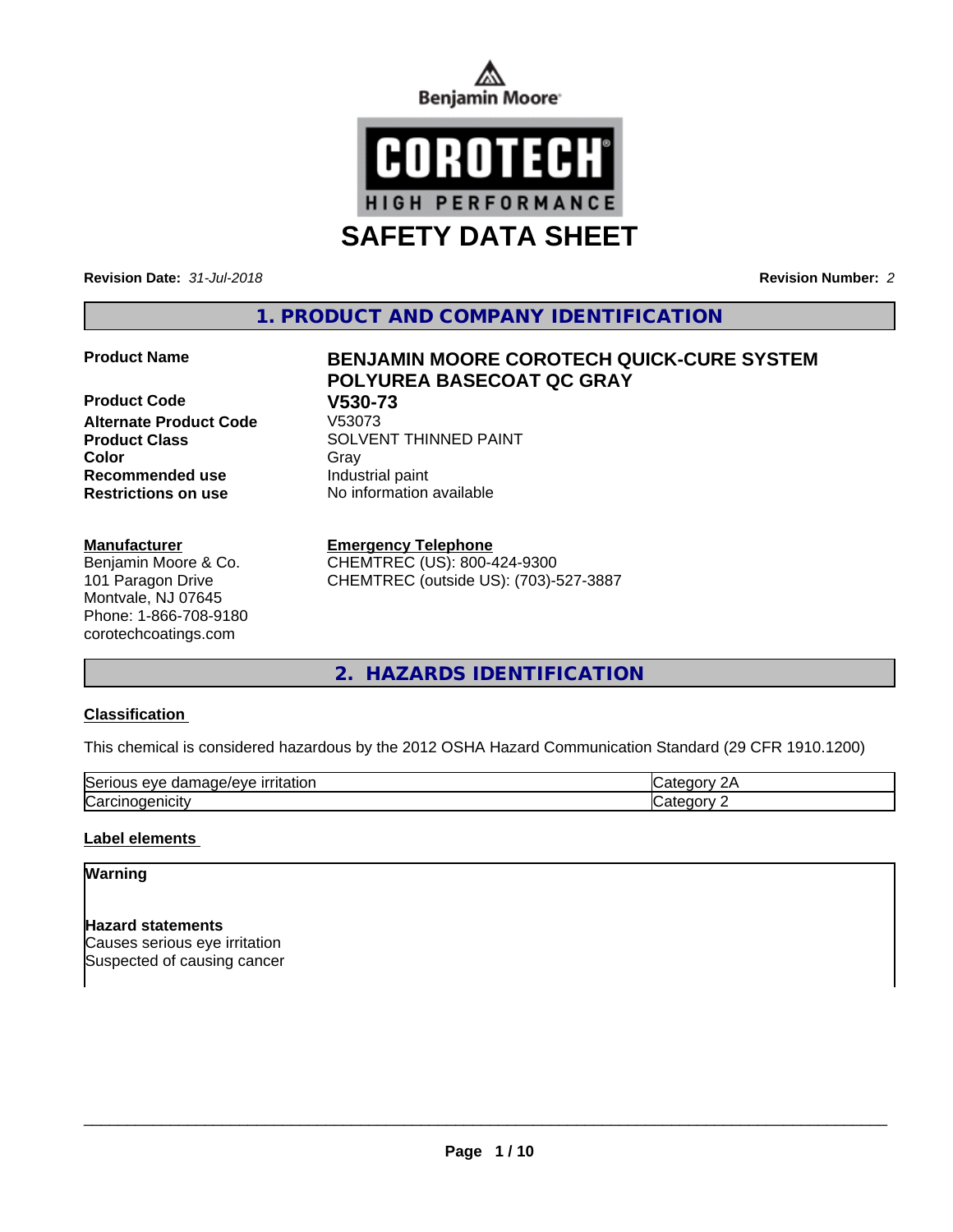Benjamin Moore

COROTECH®
HIGH PERFORMANCE

# SAFETY DATA SHEET

**Revision Date:** *31-Jul-2018* **Revision Number:** *2*

## 1. PRODUCT AND COMPANY IDENTIFICATION

| | |
|---|---|
| **Product Name** | **BENJAMIN MOORE COROTECH QUICK-CURE SYSTEM POLYUREA BASECOAT QC GRAY** |
| **Product Code** | **V530-73** |
| **Alternate Product Code** | V53073 |
| **Product Class** | SOLVENT THINNED PAINT |
| **Color** | Gray |
| **Recommended use** | Industrial paint |
| **Restrictions on use** | No information available |

**Manufacturer**
Benjamin Moore & Co.
101 Paragon Drive
Montvale, NJ 07645
Phone: 1-866-708-9180
corotechcoatings.com

**Emergency Telephone**
CHEMTREC (US): 800-424-9300
CHEMTREC (outside US): (703)-527-3887

## 2. HAZARDS IDENTIFICATION

### Classification

This chemical is considered hazardous by the 2012 OSHA Hazard Communication Standard (29 CFR 1910.1200)

| | |
|---|---|
| Serious eye damage/eye irritation | Category 2A |
| Carcinogenicity | Category 2 |

### Label elements

**Warning**

**Hazard statements**
Causes serious eye irritation
Suspected of causing cancer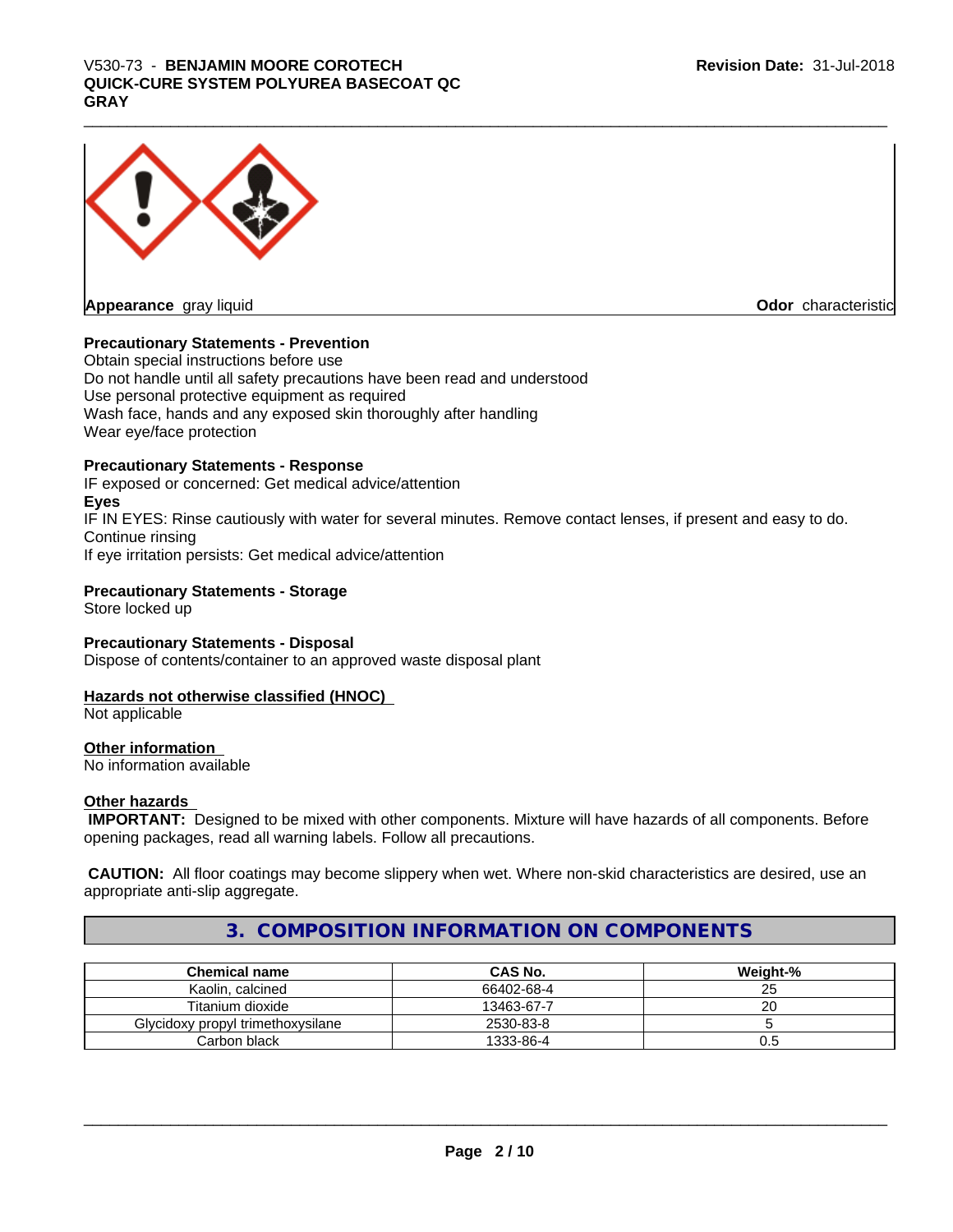**Appearance** gray liquid **Odor** characteristic

**Precautionary Statements - Prevention**

Obtain special instructions before use
Do not handle until all safety precautions have been read and understood
Use personal protective equipment as required
Wash face, hands and any exposed skin thoroughly after handling
Wear eye/face protection

**Precautionary Statements - Response**

IF exposed or concerned: Get medical advice/attention

**Eyes**

IF IN EYES: Rinse cautiously with water for several minutes. Remove contact lenses, if present and easy to do. Continue rinsing
If eye irritation persists: Get medical advice/attention

**Precautionary Statements - Storage**

Store locked up

**Precautionary Statements - Disposal**

Dispose of contents/container to an approved waste disposal plant

**Hazards not otherwise classified (HNOC)**

Not applicable

**Other information**

No information available

**Other hazards**

**IMPORTANT:** Designed to be mixed with other components. Mixture will have hazards of all components. Before opening packages, read all warning labels. Follow all precautions.

**CAUTION:** All floor coatings may become slippery when wet. Where non-skid characteristics are desired, use an appropriate anti-slip aggregate.

## 3. COMPOSITION INFORMATION ON COMPONENTS

| Chemical name | CAS No. | Weight-% |
| --- | --- | --- |
| Kaolin, calcined | 66402-68-4 | 25 |
| Titanium dioxide | 13463-67-7 | 20 |
| Glycidoxy propyl trimethoxysilane | 2530-83-8 | 5 |
| Carbon black | 1333-86-4 | 0.5 |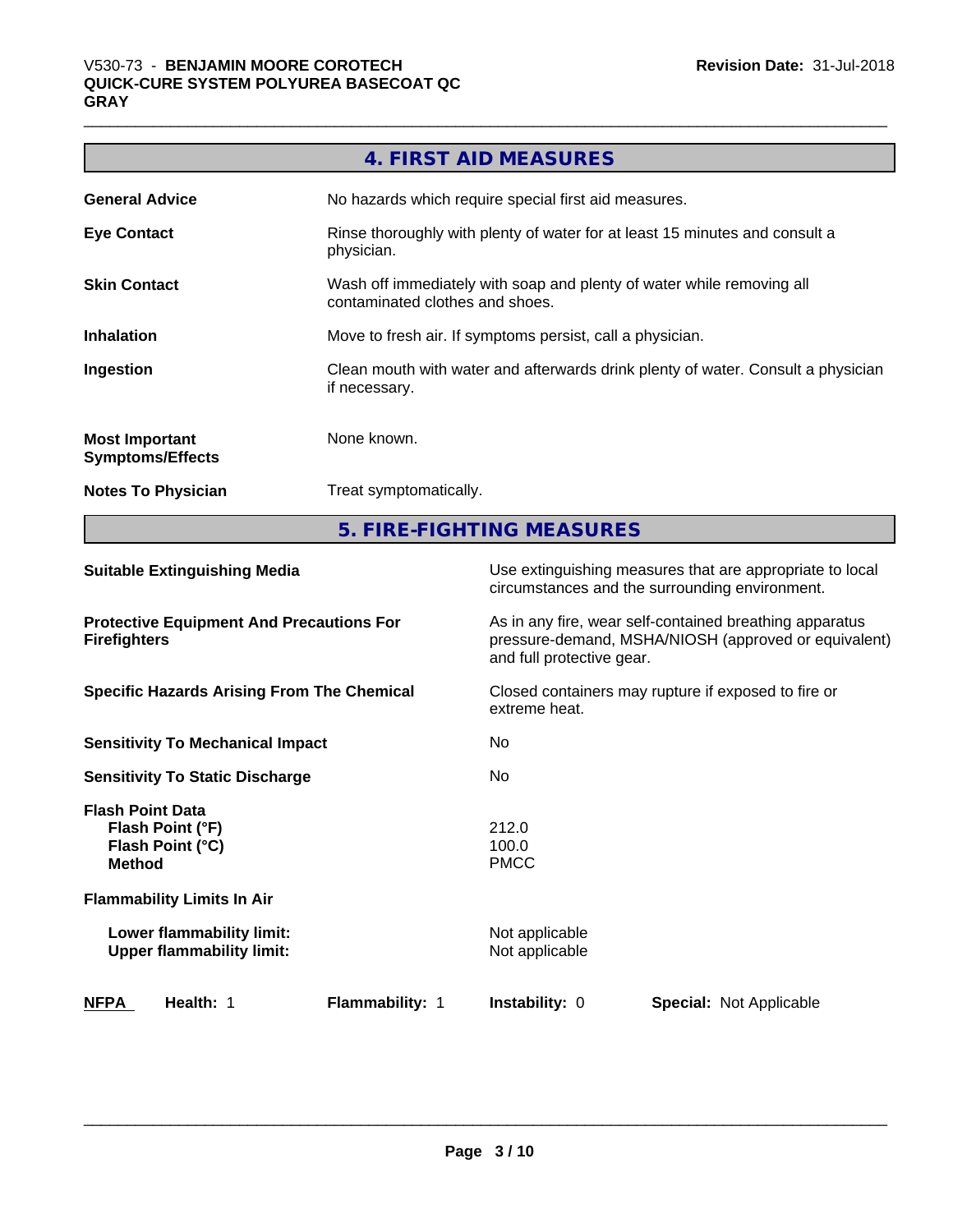## 4. FIRST AID MEASURES

| | |
|---|---|
| **General Advice** | No hazards which require special first aid measures. |
| **Eye Contact** | Rinse thoroughly with plenty of water for at least 15 minutes and consult a physician. |
| **Skin Contact** | Wash off immediately with soap and plenty of water while removing all contaminated clothes and shoes. |
| **Inhalation** | Move to fresh air. If symptoms persist, call a physician. |
| **Ingestion** | Clean mouth with water and afterwards drink plenty of water. Consult a physician if necessary. |
| **Most Important Symptoms/Effects** | None known. |
| **Notes To Physician** | Treat symptomatically. |

## 5. FIRE-FIGHTING MEASURES

| | |
|---|---|
| **Suitable Extinguishing Media** | Use extinguishing measures that are appropriate to local circumstances and the surrounding environment. |
| **Protective Equipment And Precautions For Firefighters** | As in any fire, wear self-contained breathing apparatus pressure-demand, MSHA/NIOSH (approved or equivalent) and full protective gear. |
| **Specific Hazards Arising From The Chemical** | Closed containers may rupture if exposed to fire or extreme heat. |
| **Sensitivity To Mechanical Impact** | No |
| **Sensitivity To Static Discharge** | No |
| **Flash Point Data** | |
| **Flash Point (°F)** | 212.0 |
| **Flash Point (°C)** | 100.0 |
| **Method** | PMCC |
| **Flammability Limits In Air** | |
| **Lower flammability limit:** | Not applicable |
| **Upper flammability limit:** | Not applicable |

| **NFPA** | **Health:** 1 | **Flammability:** 1 | **Instability:** 0 | **Special:** Not Applicable |
|---|---|---|---|---|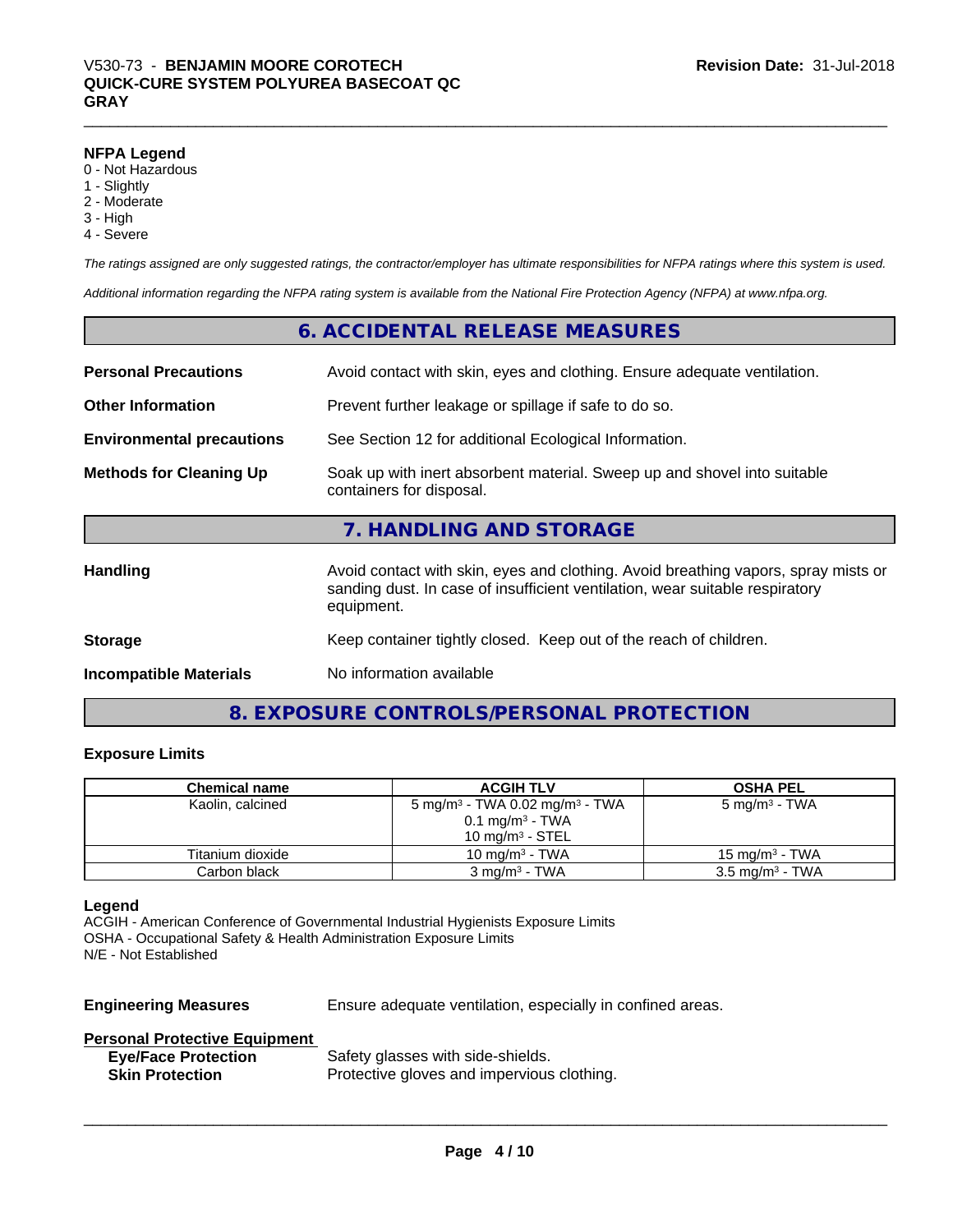**NFPA Legend**
0 - Not Hazardous
1 - Slightly
2 - Moderate
3 - High
4 - Severe

*The ratings assigned are only suggested ratings, the contractor/employer has ultimate responsibilities for NFPA ratings where this system is used.*

*Additional information regarding the NFPA rating system is available from the National Fire Protection Agency (NFPA) at www.nfpa.org.*

## 6. ACCIDENTAL RELEASE MEASURES

**Personal Precautions** Avoid contact with skin, eyes and clothing. Ensure adequate ventilation.

**Other Information** Prevent further leakage or spillage if safe to do so.

**Environmental precautions** See Section 12 for additional Ecological Information.

**Methods for Cleaning Up** Soak up with inert absorbent material. Sweep up and shovel into suitable containers for disposal.

## 7. HANDLING AND STORAGE

**Handling** Avoid contact with skin, eyes and clothing. Avoid breathing vapors, spray mists or sanding dust. In case of insufficient ventilation, wear suitable respiratory equipment.

**Storage** Keep container tightly closed. Keep out of the reach of children.

**Incompatible Materials** No information available

## 8. EXPOSURE CONTROLS/PERSONAL PROTECTION

### Exposure Limits

| Chemical name | ACGIH TLV | OSHA PEL |
|---|---|---|
| Kaolin, calcined | 5 mg/m³ - TWA 0.02 mg/m³ - TWA<br>0.1 mg/m³ - TWA<br>10 mg/m³ - STEL | 5 mg/m³ - TWA |
| Titanium dioxide | 10 mg/m³ - TWA | 15 mg/m³ - TWA |
| Carbon black | 3 mg/m³ - TWA | 3.5 mg/m³ - TWA |

**Legend**
ACGIH - American Conference of Governmental Industrial Hygienists Exposure Limits
OSHA - Occupational Safety & Health Administration Exposure Limits
N/E - Not Established

**Engineering Measures** Ensure adequate ventilation, especially in confined areas.

**Personal Protective Equipment**
**Eye/Face Protection** Safety glasses with side-shields.
**Skin Protection** Protective gloves and impervious clothing.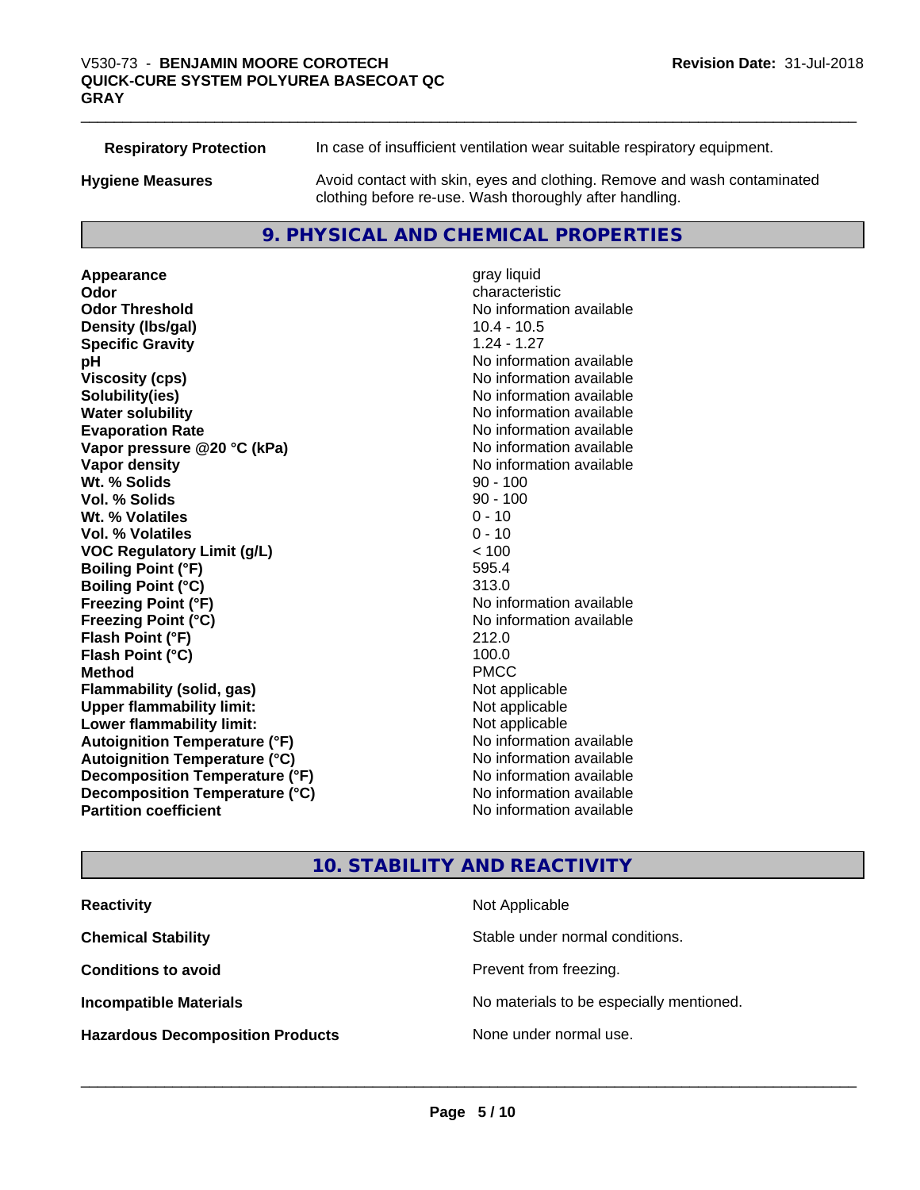| | |
|---|---|
| **Respiratory Protection** | In case of insufficient ventilation wear suitable respiratory equipment. |
| **Hygiene Measures** | Avoid contact with skin, eyes and clothing. Remove and wash contaminated clothing before re-use. Wash thoroughly after handling. |

## 9. PHYSICAL AND CHEMICAL PROPERTIES

| | |
|---|---|
| **Appearance** | gray liquid |
| **Odor** | characteristic |
| **Odor Threshold** | No information available |
| **Density (lbs/gal)** | 10.4 - 10.5 |
| **Specific Gravity** | 1.24 - 1.27 |
| **pH** | No information available |
| **Viscosity (cps)** | No information available |
| **Solubility(ies)** | No information available |
| **Water solubility** | No information available |
| **Evaporation Rate** | No information available |
| **Vapor pressure @20 °C (kPa)** | No information available |
| **Vapor density** | No information available |
| **Wt. % Solids** | 90 - 100 |
| **Vol. % Solids** | 90 - 100 |
| **Wt. % Volatiles** | 0 - 10 |
| **Vol. % Volatiles** | 0 - 10 |
| **VOC Regulatory Limit (g/L)** | < 100 |
| **Boiling Point (°F)** | 595.4 |
| **Boiling Point (°C)** | 313.0 |
| **Freezing Point (°F)** | No information available |
| **Freezing Point (°C)** | No information available |
| **Flash Point (°F)** | 212.0 |
| **Flash Point (°C)** | 100.0 |
| **Method** | PMCC |
| **Flammability (solid, gas)** | Not applicable |
| **Upper flammability limit:** | Not applicable |
| **Lower flammability limit:** | Not applicable |
| **Autoignition Temperature (°F)** | No information available |
| **Autoignition Temperature (°C)** | No information available |
| **Decomposition Temperature (°F)** | No information available |
| **Decomposition Temperature (°C)** | No information available |
| **Partition coefficient** | No information available |

## 10. STABILITY AND REACTIVITY

| | |
|---|---|
| **Reactivity** | Not Applicable |
| **Chemical Stability** | Stable under normal conditions. |
| **Conditions to avoid** | Prevent from freezing. |
| **Incompatible Materials** | No materials to be especially mentioned. |
| **Hazardous Decomposition Products** | None under normal use. |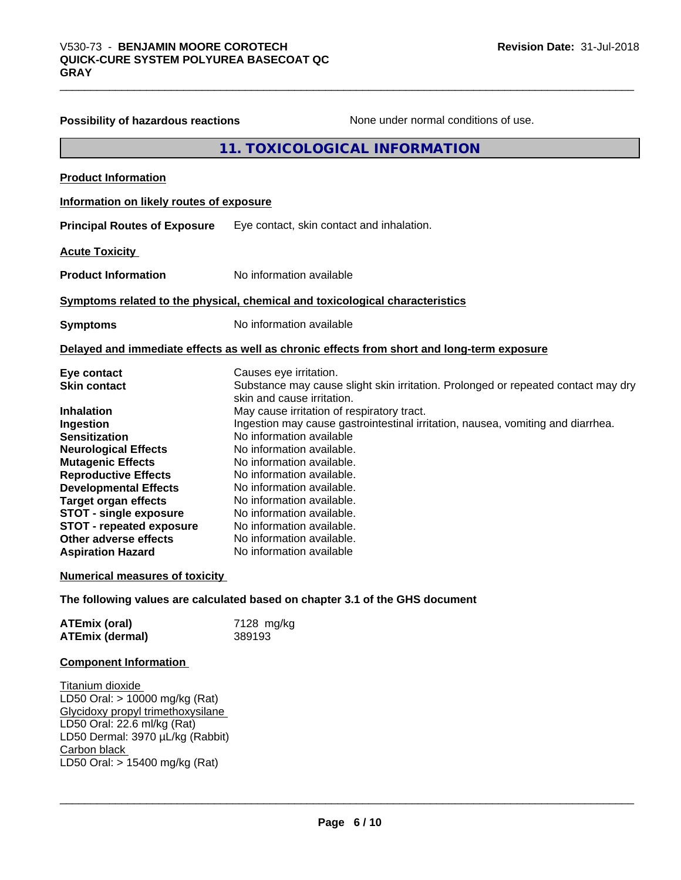**Possibility of hazardous reactions** None under normal conditions of use.

## 11. TOXICOLOGICAL INFORMATION

**Product Information**

**Information on likely routes of exposure**

**Principal Routes of Exposure** Eye contact, skin contact and inhalation.

**Acute Toxicity**

**Product Information** No information available

**Symptoms related to the physical, chemical and toxicological characteristics**

**Symptoms** No information available

**Delayed and immediate effects as well as chronic effects from short and long-term exposure**

| | |
|---|---|
| **Eye contact** | Causes eye irritation. |
| **Skin contact** | Substance may cause slight skin irritation. Prolonged or repeated contact may dry skin and cause irritation. |
| **Inhalation** | May cause irritation of respiratory tract. |
| **Ingestion** | Ingestion may cause gastrointestinal irritation, nausea, vomiting and diarrhea. |
| **Sensitization** | No information available |
| **Neurological Effects** | No information available. |
| **Mutagenic Effects** | No information available. |
| **Reproductive Effects** | No information available. |
| **Developmental Effects** | No information available. |
| **Target organ effects** | No information available. |
| **STOT - single exposure** | No information available. |
| **STOT - repeated exposure** | No information available. |
| **Other adverse effects** | No information available. |
| **Aspiration Hazard** | No information available |

**Numerical measures of toxicity**

**The following values are calculated based on chapter 3.1 of the GHS document**

| | |
|---|---|
| **ATEmix (oral)** | 7128 mg/kg |
| **ATEmix (dermal)** | 389193 |

**Component Information**

Titanium dioxide
LD50 Oral: > 10000 mg/kg (Rat)
Glycidoxy propyl trimethoxysilane
LD50 Oral: 22.6 ml/kg (Rat)
LD50 Dermal: 3970 µL/kg (Rabbit)
Carbon black
LD50 Oral: > 15400 mg/kg (Rat)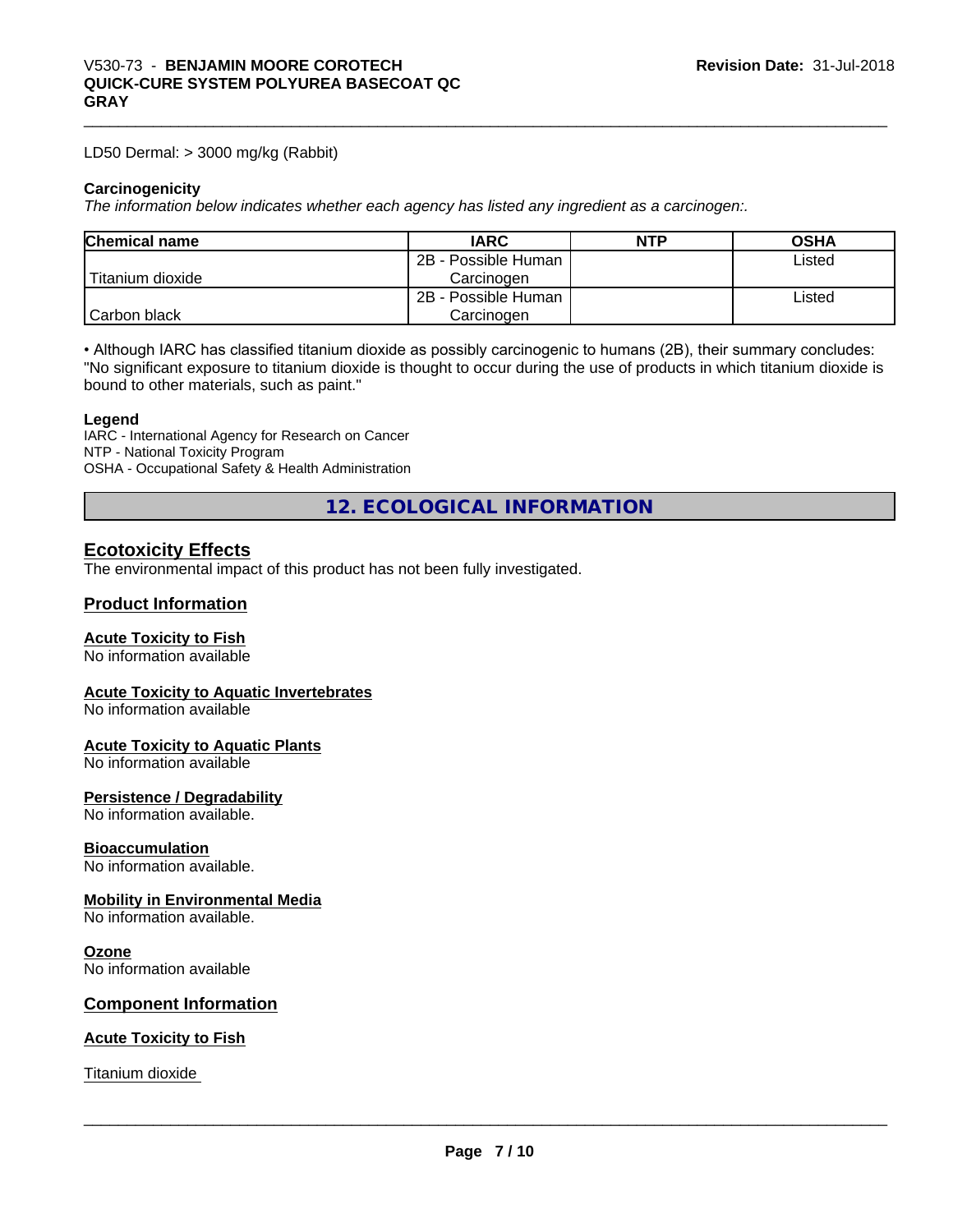LD50 Dermal: > 3000 mg/kg (Rabbit)

**Carcinogenicity**

*The information below indicates whether each agency has listed any ingredient as a carcinogen:.*

| Chemical name | IARC | NTP | OSHA |
|---|---|---|---|
| Titanium dioxide | 2B - Possible Human Carcinogen | | Listed |
| Carbon black | 2B - Possible Human Carcinogen | | Listed |

• Although IARC has classified titanium dioxide as possibly carcinogenic to humans (2B), their summary concludes: "No significant exposure to titanium dioxide is thought to occur during the use of products in which titanium dioxide is bound to other materials, such as paint."

**Legend**

IARC - International Agency for Research on Cancer
NTP - National Toxicity Program
OSHA - Occupational Safety & Health Administration

# 12. ECOLOGICAL INFORMATION

## Ecotoxicity Effects

The environmental impact of this product has not been fully investigated.

## Product Information

### Acute Toxicity to Fish

No information available

### Acute Toxicity to Aquatic Invertebrates

No information available

### Acute Toxicity to Aquatic Plants

No information available

### Persistence / Degradability

No information available.

### Bioaccumulation

No information available.

### Mobility in Environmental Media

No information available.

### Ozone

No information available

## Component Information

### Acute Toxicity to Fish

Titanium dioxide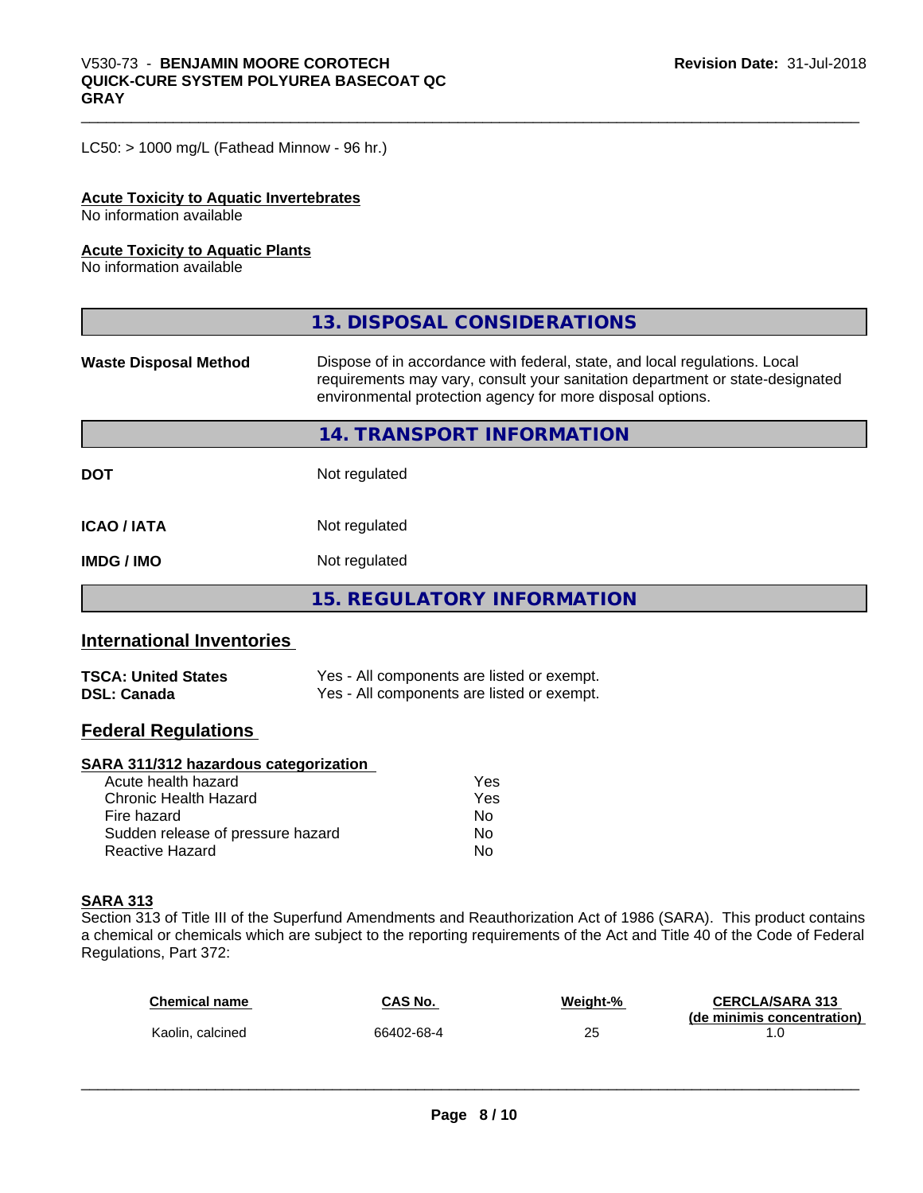LC50: > 1000 mg/L (Fathead Minnow - 96 hr.)

**Acute Toxicity to Aquatic Invertebrates**
No information available

**Acute Toxicity to Aquatic Plants**
No information available

## 13. DISPOSAL CONSIDERATIONS

**Waste Disposal Method** Dispose of in accordance with federal, state, and local regulations. Local requirements may vary, consult your sanitation department or state-designated environmental protection agency for more disposal options.

## 14. TRANSPORT INFORMATION

| | |
|---|---|
| **DOT** | Not regulated |
| **ICAO / IATA** | Not regulated |
| **IMDG / IMO** | Not regulated |

## 15. REGULATORY INFORMATION

### International Inventories

| | |
|---|---|
| **TSCA: United States** | Yes - All components are listed or exempt. |
| **DSL: Canada** | Yes - All components are listed or exempt. |

### Federal Regulations

**SARA 311/312 hazardous categorization**

| | |
|---|---|
| Acute health hazard | Yes |
| Chronic Health Hazard | Yes |
| Fire hazard | No |
| Sudden release of pressure hazard | No |
| Reactive Hazard | No |

**SARA 313**

Section 313 of Title III of the Superfund Amendments and Reauthorization Act of 1986 (SARA). This product contains a chemical or chemicals which are subject to the reporting requirements of the Act and Title 40 of the Code of Federal Regulations, Part 372:

| Chemical name | CAS No. | Weight-% | CERCLA/SARA 313 (de minimis concentration) |
|---|---|---|---|
| Kaolin, calcined | 66402-68-4 | 25 | 1.0 |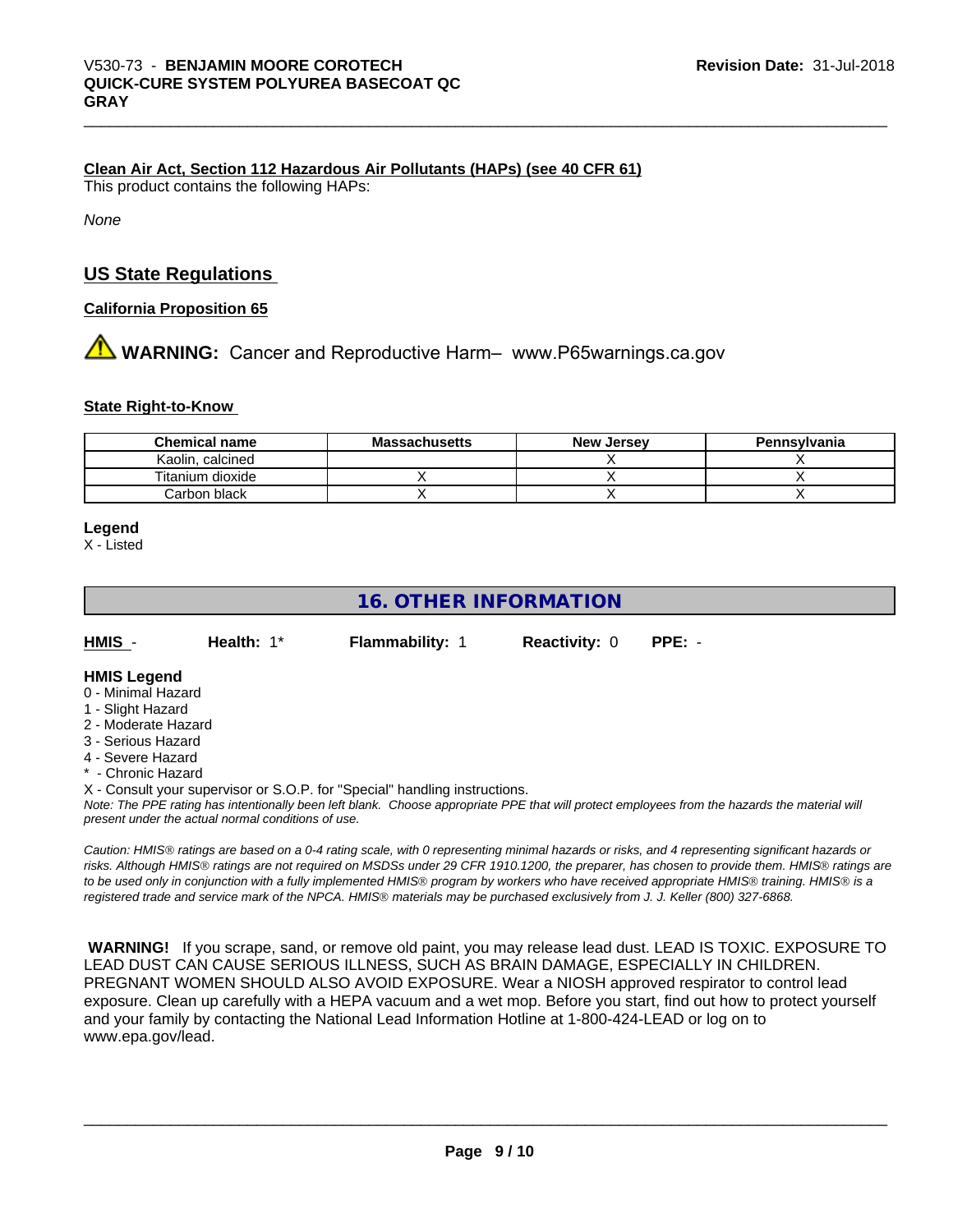**Clean Air Act, Section 112 Hazardous Air Pollutants (HAPs) (see 40 CFR 61)**

This product contains the following HAPs:

*None*

## US State Regulations

**California Proposition 65**

⚠ **WARNING:** Cancer and Reproductive Harm– www.P65warnings.ca.gov

**State Right-to-Know**

| Chemical name | Massachusetts | New Jersey | Pennsylvania |
| --- | --- | --- | --- |
| Kaolin, calcined | | X | X |
| Titanium dioxide | X | X | X |
| Carbon black | X | X | X |

**Legend**

X - Listed

## 16. OTHER INFORMATION

**HMIS** - **Health:** 1* **Flammability:** 1 **Reactivity:** 0 **PPE:** -

**HMIS Legend**

0 - Minimal Hazard
1 - Slight Hazard
2 - Moderate Hazard
3 - Serious Hazard
4 - Severe Hazard
* - Chronic Hazard
X - Consult your supervisor or S.O.P. for "Special" handling instructions.

*Note: The PPE rating has intentionally been left blank. Choose appropriate PPE that will protect employees from the hazards the material will present under the actual normal conditions of use.*

*Caution: HMIS® ratings are based on a 0-4 rating scale, with 0 representing minimal hazards or risks, and 4 representing significant hazards or risks. Although HMIS® ratings are not required on MSDSs under 29 CFR 1910.1200, the preparer, has chosen to provide them. HMIS® ratings are to be used only in conjunction with a fully implemented HMIS® program by workers who have received appropriate HMIS® training. HMIS® is a registered trade and service mark of the NPCA. HMIS® materials may be purchased exclusively from J. J. Keller (800) 327-6868.*

**WARNING!** If you scrape, sand, or remove old paint, you may release lead dust. LEAD IS TOXIC. EXPOSURE TO LEAD DUST CAN CAUSE SERIOUS ILLNESS, SUCH AS BRAIN DAMAGE, ESPECIALLY IN CHILDREN. PREGNANT WOMEN SHOULD ALSO AVOID EXPOSURE. Wear a NIOSH approved respirator to control lead exposure. Clean up carefully with a HEPA vacuum and a wet mop. Before you start, find out how to protect yourself and your family by contacting the National Lead Information Hotline at 1-800-424-LEAD or log on to www.epa.gov/lead.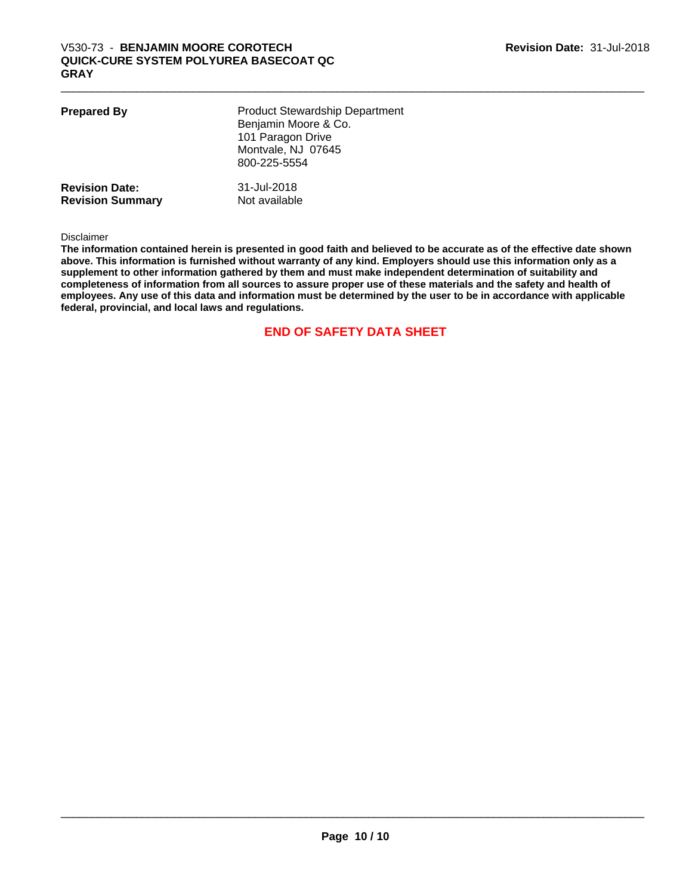| | |
|---|---|
| **Prepared By** | Product Stewardship Department<br>Benjamin Moore & Co.<br>101 Paragon Drive<br>Montvale, NJ 07645<br>800-225-5554 |
| **Revision Date:** | 31-Jul-2018 |
| **Revision Summary** | Not available |

Disclaimer

**The information contained herein is presented in good faith and believed to be accurate as of the effective date shown above. This information is furnished without warranty of any kind. Employers should use this information only as a supplement to other information gathered by them and must make independent determination of suitability and completeness of information from all sources to assure proper use of these materials and the safety and health of employees. Any use of this data and information must be determined by the user to be in accordance with applicable federal, provincial, and local laws and regulations.**

**END OF SAFETY DATA SHEET**